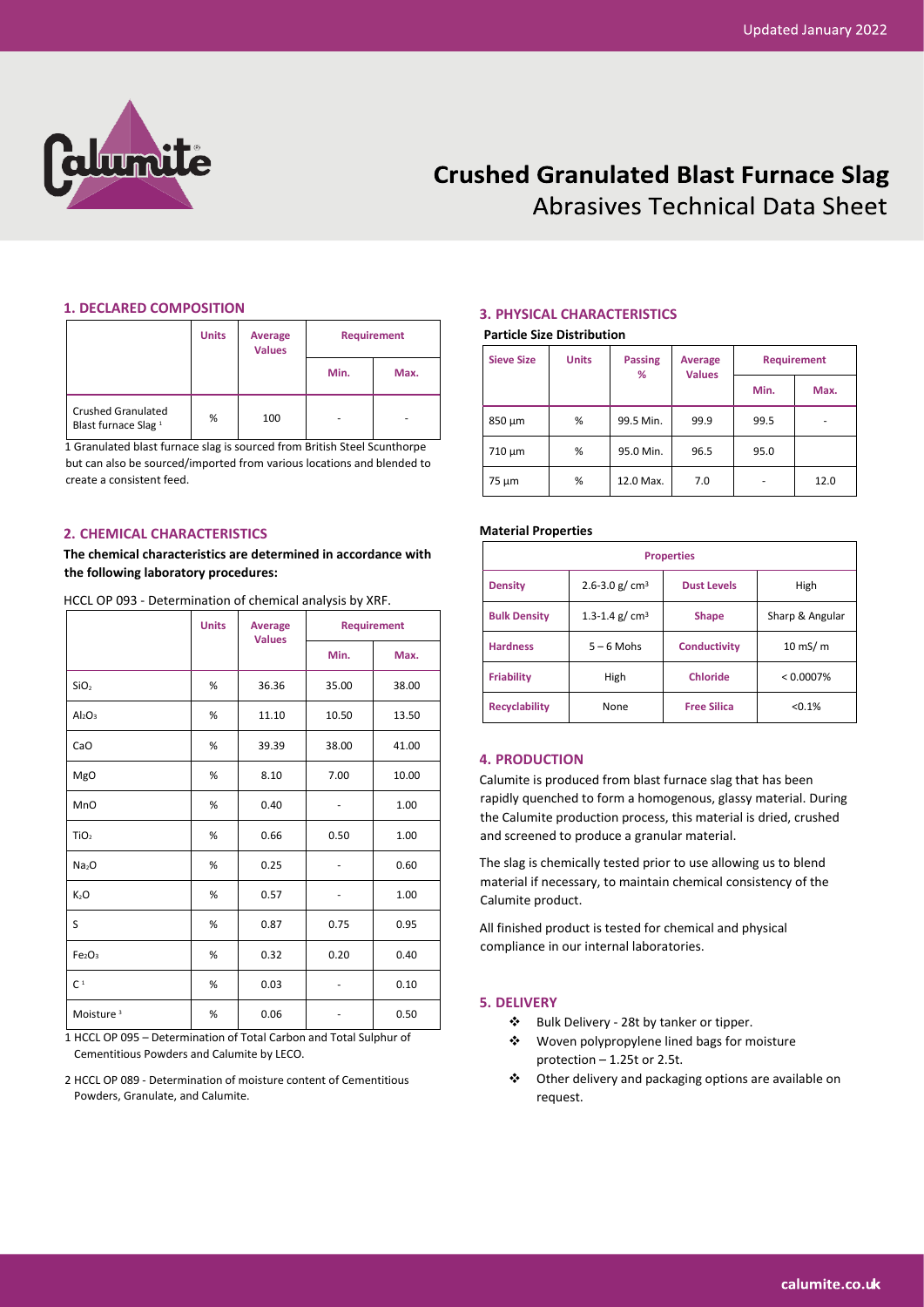# Crushed Granulated Blast Furnace Slag

## Abrasives Technical Data Sheet

### 1. DECLARED COMPOSITION

| | Units | Average Values | Requirement | |
|---|---|---|---|---|
| | | | Min. | Max. |
| Crushed Granulated Blast furnace Slag [1] | % | 100 | - | - |

1 Granulated blast furnace slag is sourced from British Steel Scunthorpe but can also be sourced/imported from various locations and blended to create a consistent feed.

### 2. CHEMICAL CHARACTERISTICS

**The chemical characteristics are determined in accordance with the following laboratory procedures:**

HCCL OP 093 - Determination of chemical analysis by XRF.

| | Units | Average Values | Requirement | |
|---|---|---|---|---|
| | | | Min. | Max. |
| $SiO_2$ | % | 36.36 | 35.00 | 38.00 |
| $Al_2O_3$ | % | 11.10 | 10.50 | 13.50 |
| CaO | % | 39.39 | 38.00 | 41.00 |
| MgO | % | 8.10 | 7.00 | 10.00 |
| MnO | % | 0.40 | - | 1.00 |
| $TiO_2$ | % | 0.66 | 0.50 | 1.00 |
| $Na_2O$ | % | 0.25 | - | 0.60 |
| $K_2O$ | % | 0.57 | - | 1.00 |
| S | % | 0.87 | 0.75 | 0.95 |
| $Fe_2O_3$ | % | 0.32 | 0.20 | 0.40 |
| C [1] | % | 0.03 | - | 0.10 |
| Moisture [3] | % | 0.06 | - | 0.50 |

1 HCCL OP 095 – Determination of Total Carbon and Total Sulphur of Cementitious Powders and Calumite by LECO.

2 HCCL OP 089 - Determination of moisture content of Cementitious Powders, Granulate, and Calumite.

### 3. PHYSICAL CHARACTERISTICS

**Particle Size Distribution**

| Sieve Size | Units | Passing % | Average Values | Requirement | |
|---|---|---|---|---|---|
| | | | | Min. | Max. |
| 850 µm | % | 99.5 Min. | 99.9 | 99.5 | - |
| 710 µm | % | 95.0 Min. | 96.5 | 95.0 | |
| 75 µm | % | 12.0 Max. | 7.0 | - | 12.0 |

**Material Properties**

| Properties | | | |
|---|---|---|---|
| **Density** | 2.6-3.0 g/ cm³ | **Dust Levels** | High |
| **Bulk Density** | 1.3-1.4 g/ cm³ | **Shape** | Sharp & Angular |
| **Hardness** | 5 – 6 Mohs | **Conductivity** | 10 mS/ m |
| **Friability** | High | **Chloride** | < 0.0007% |
| **Recyclability** | None | **Free Silica** | <0.1% |

### 4. PRODUCTION

Calumite is produced from blast furnace slag that has been rapidly quenched to form a homogenous, glassy material. During the Calumite production process, this material is dried, crushed and screened to produce a granular material.

The slag is chemically tested prior to use allowing us to blend material if necessary, to maintain chemical consistency of the Calumite product.

All finished product is tested for chemical and physical compliance in our internal laboratories.

### 5. DELIVERY

- Bulk Delivery - 28t by tanker or tipper.
- Woven polypropylene lined bags for moisture protection – 1.25t or 2.5t.
- Other delivery and packaging options are available on request.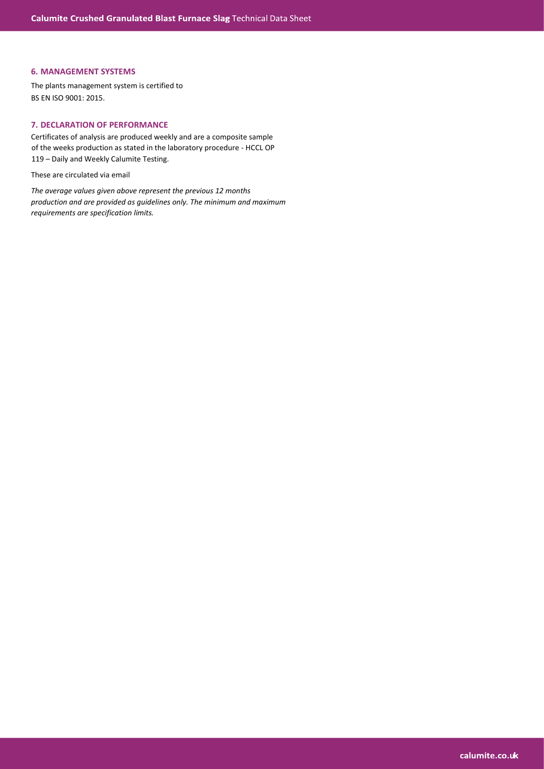## 6. MANAGEMENT SYSTEMS

The plants management system is certified to BS EN ISO 9001: 2015.

## 7. DECLARATION OF PERFORMANCE

Certificates of analysis are produced weekly and are a composite sample of the weeks production as stated in the laboratory procedure - HCCL OP 119 – Daily and Weekly Calumite Testing.

These are circulated via email

*The average values given above represent the previous 12 months production and are provided as guidelines only. The minimum and maximum requirements are specification limits.*